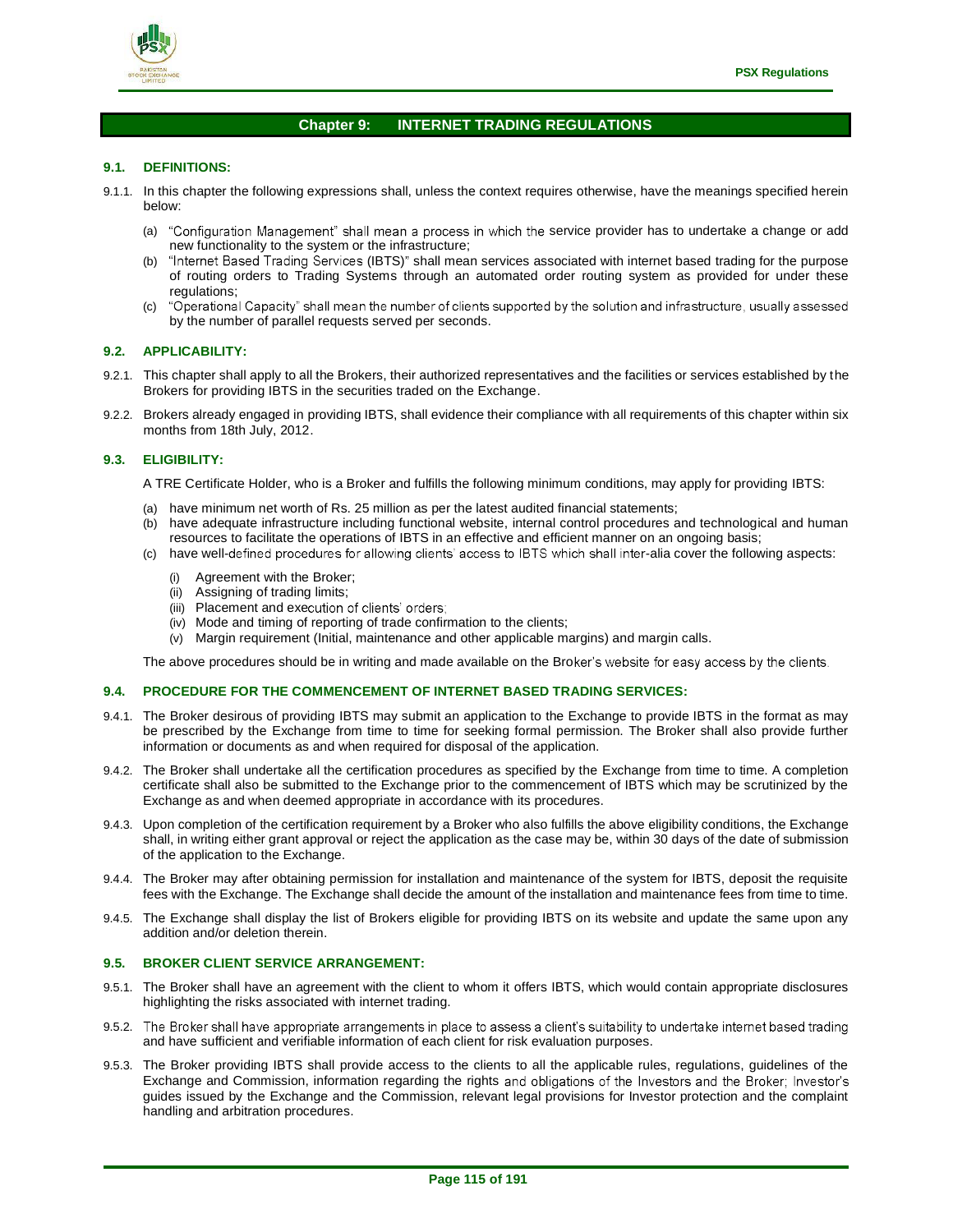# Chapter 9: INTERNET TRADING REGULATIONS

## 9.1. DEFINITIONS:

9.1.1. In this chapter the following expressions shall, unless the context requires otherwise, have the meanings specified herein below:

(a) "Configuration Management" shall mean a process in which the service provider has to undertake a change or add new functionality to the system or the infrastructure;

(b) "Internet Based Trading Services (IBTS)" shall mean services associated with internet based trading for the purpose of routing orders to Trading Systems through an automated order routing system as provided for under these regulations;

(c) "Operational Capacity" shall mean the number of clients supported by the solution and infrastructure, usually assessed by the number of parallel requests served per seconds.

## 9.2. APPLICABILITY:

9.2.1. This chapter shall apply to all the Brokers, their authorized representatives and the facilities or services established by the Brokers for providing IBTS in the securities traded on the Exchange.

9.2.2. Brokers already engaged in providing IBTS, shall evidence their compliance with all requirements of this chapter within six months from 18th July, 2012.

## 9.3. ELIGIBILITY:

A TRE Certificate Holder, who is a Broker and fulfills the following minimum conditions, may apply for providing IBTS:

(a) have minimum net worth of Rs. 25 million as per the latest audited financial statements;

(b) have adequate infrastructure including functional website, internal control procedures and technological and human resources to facilitate the operations of IBTS in an effective and efficient manner on an ongoing basis;

(c) have well-defined procedures for allowing clients' access to IBTS which shall inter-alia cover the following aspects:

(i) Agreement with the Broker;

(ii) Assigning of trading limits;

(iii) Placement and execution of clients' orders;

(iv) Mode and timing of reporting of trade confirmation to the clients;

(v) Margin requirement (Initial, maintenance and other applicable margins) and margin calls.

The above procedures should be in writing and made available on the Broker's website for easy access by the clients.

## 9.4. PROCEDURE FOR THE COMMENCEMENT OF INTERNET BASED TRADING SERVICES:

9.4.1. The Broker desirous of providing IBTS may submit an application to the Exchange to provide IBTS in the format as may be prescribed by the Exchange from time to time for seeking formal permission. The Broker shall also provide further information or documents as and when required for disposal of the application.

9.4.2. The Broker shall undertake all the certification procedures as specified by the Exchange from time to time. A completion certificate shall also be submitted to the Exchange prior to the commencement of IBTS which may be scrutinized by the Exchange as and when deemed appropriate in accordance with its procedures.

9.4.3. Upon completion of the certification requirement by a Broker who also fulfills the above eligibility conditions, the Exchange shall, in writing either grant approval or reject the application as the case may be, within 30 days of the date of submission of the application to the Exchange.

9.4.4. The Broker may after obtaining permission for installation and maintenance of the system for IBTS, deposit the requisite fees with the Exchange. The Exchange shall decide the amount of the installation and maintenance fees from time to time.

9.4.5. The Exchange shall display the list of Brokers eligible for providing IBTS on its website and update the same upon any addition and/or deletion therein.

## 9.5. BROKER CLIENT SERVICE ARRANGEMENT:

9.5.1. The Broker shall have an agreement with the client to whom it offers IBTS, which would contain appropriate disclosures highlighting the risks associated with internet trading.

9.5.2. The Broker shall have appropriate arrangements in place to assess a client's suitability to undertake internet based trading and have sufficient and verifiable information of each client for risk evaluation purposes.

9.5.3. The Broker providing IBTS shall provide access to the clients to all the applicable rules, regulations, guidelines of the Exchange and Commission, information regarding the rights and obligations of the Investors and the Broker; Investor's guides issued by the Exchange and the Commission, relevant legal provisions for Investor protection and the complaint handling and arbitration procedures.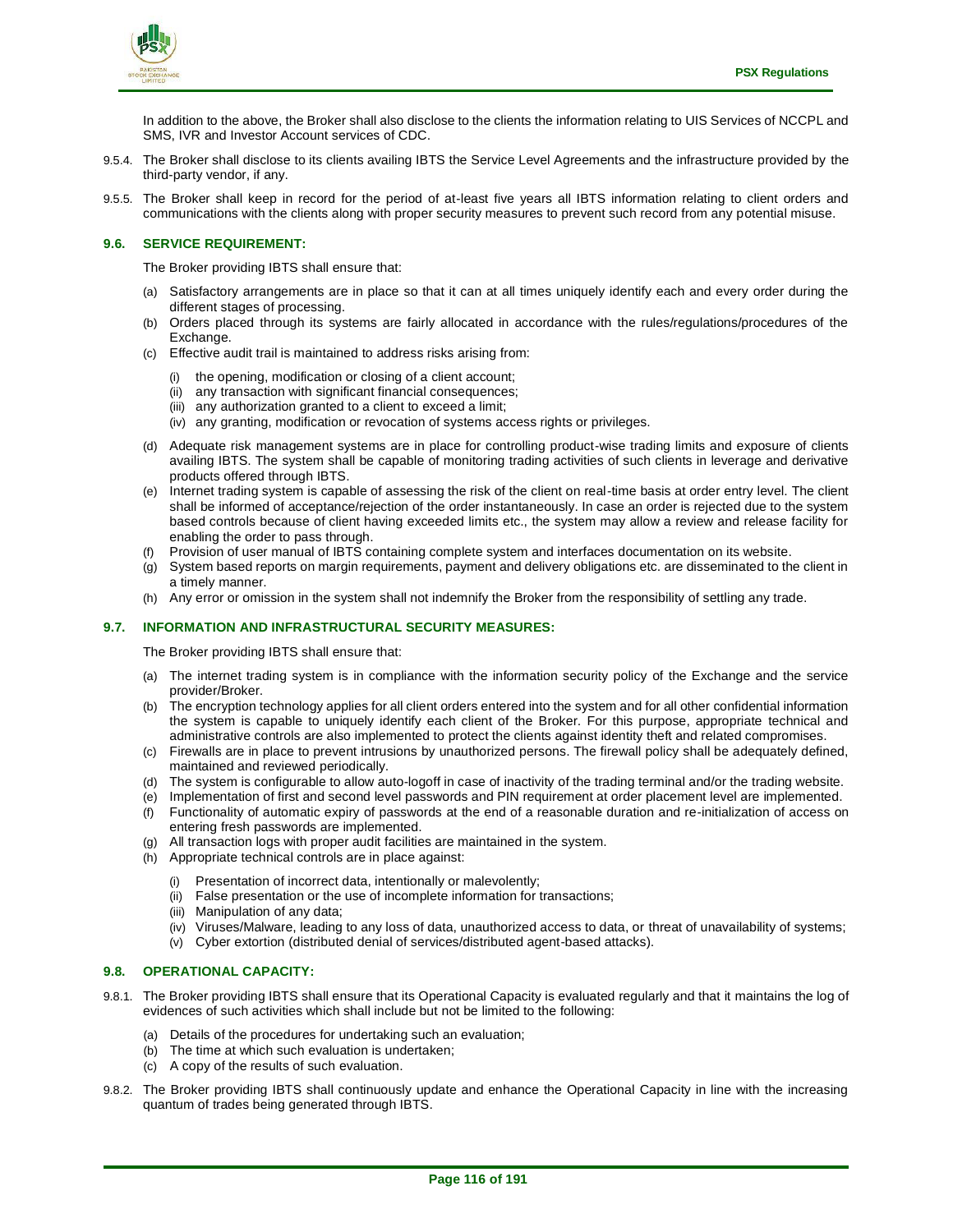In addition to the above, the Broker shall also disclose to the clients the information relating to UIS Services of NCCPL and SMS, IVR and Investor Account services of CDC.

9.5.4. The Broker shall disclose to its clients availing IBTS the Service Level Agreements and the infrastructure provided by the third-party vendor, if any.

9.5.5. The Broker shall keep in record for the period of at-least five years all IBTS information relating to client orders and communications with the clients along with proper security measures to prevent such record from any potential misuse.

### 9.6. SERVICE REQUIREMENT:

The Broker providing IBTS shall ensure that:

(a) Satisfactory arrangements are in place so that it can at all times uniquely identify each and every order during the different stages of processing.

(b) Orders placed through its systems are fairly allocated in accordance with the rules/regulations/procedures of the Exchange.

(c) Effective audit trail is maintained to address risks arising from:

   (i) the opening, modification or closing of a client account;
   (ii) any transaction with significant financial consequences;
   (iii) any authorization granted to a client to exceed a limit;
   (iv) any granting, modification or revocation of systems access rights or privileges.

(d) Adequate risk management systems are in place for controlling product-wise trading limits and exposure of clients availing IBTS. The system shall be capable of monitoring trading activities of such clients in leverage and derivative products offered through IBTS.

(e) Internet trading system is capable of assessing the risk of the client on real-time basis at order entry level. The client shall be informed of acceptance/rejection of the order instantaneously. In case an order is rejected due to the system based controls because of client having exceeded limits etc., the system may allow a review and release facility for enabling the order to pass through.

(f) Provision of user manual of IBTS containing complete system and interfaces documentation on its website.

(g) System based reports on margin requirements, payment and delivery obligations etc. are disseminated to the client in a timely manner.

(h) Any error or omission in the system shall not indemnify the Broker from the responsibility of settling any trade.

### 9.7. INFORMATION AND INFRASTRUCTURAL SECURITY MEASURES:

The Broker providing IBTS shall ensure that:

(a) The internet trading system is in compliance with the information security policy of the Exchange and the service provider/Broker.

(b) The encryption technology applies for all client orders entered into the system and for all other confidential information the system is capable to uniquely identify each client of the Broker. For this purpose, appropriate technical and administrative controls are also implemented to protect the clients against identity theft and related compromises.

(c) Firewalls are in place to prevent intrusions by unauthorized persons. The firewall policy shall be adequately defined, maintained and reviewed periodically.

(d) The system is configurable to allow auto-logoff in case of inactivity of the trading terminal and/or the trading website.

(e) Implementation of first and second level passwords and PIN requirement at order placement level are implemented.

(f) Functionality of automatic expiry of passwords at the end of a reasonable duration and re-initialization of access on entering fresh passwords are implemented.

(g) All transaction logs with proper audit facilities are maintained in the system.

(h) Appropriate technical controls are in place against:

   (i) Presentation of incorrect data, intentionally or malevolently;
   (ii) False presentation or the use of incomplete information for transactions;
   (iii) Manipulation of any data;
   (iv) Viruses/Malware, leading to any loss of data, unauthorized access to data, or threat of unavailability of systems;
   (v) Cyber extortion (distributed denial of services/distributed agent-based attacks).

### 9.8. OPERATIONAL CAPACITY:

9.8.1. The Broker providing IBTS shall ensure that its Operational Capacity is evaluated regularly and that it maintains the log of evidences of such activities which shall include but not be limited to the following:

(a) Details of the procedures for undertaking such an evaluation;
(b) The time at which such evaluation is undertaken;
(c) A copy of the results of such evaluation.

9.8.2. The Broker providing IBTS shall continuously update and enhance the Operational Capacity in line with the increasing quantum of trades being generated through IBTS.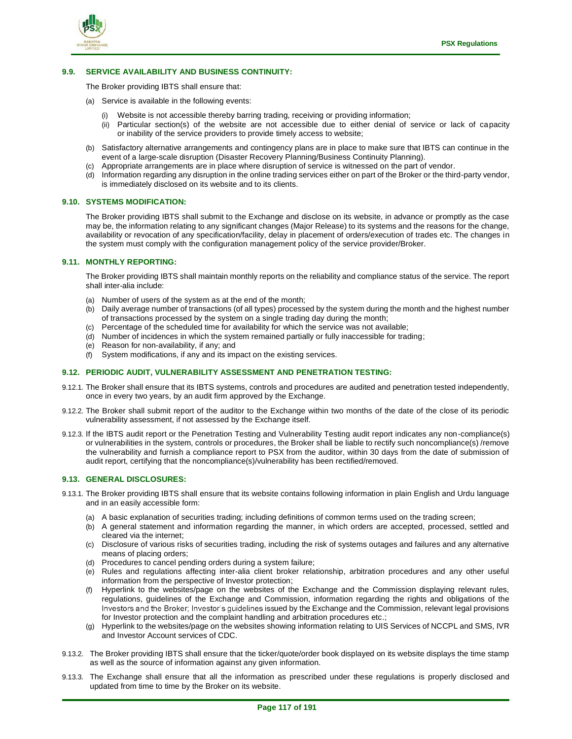### 9.9. SERVICE AVAILABILITY AND BUSINESS CONTINUITY:

The Broker providing IBTS shall ensure that:

(a) Service is available in the following events:

   (i) Website is not accessible thereby barring trading, receiving or providing information;
   (ii) Particular section(s) of the website are not accessible due to either denial of service or lack of capacity or inability of the service providers to provide timely access to website;

(b) Satisfactory alternative arrangements and contingency plans are in place to make sure that IBTS can continue in the event of a large-scale disruption (Disaster Recovery Planning/Business Continuity Planning).
(c) Appropriate arrangements are in place where disruption of service is witnessed on the part of vendor.
(d) Information regarding any disruption in the online trading services either on part of the Broker or the third-party vendor, is immediately disclosed on its website and to its clients.

### 9.10. SYSTEMS MODIFICATION:

The Broker providing IBTS shall submit to the Exchange and disclose on its website, in advance or promptly as the case may be, the information relating to any significant changes (Major Release) to its systems and the reasons for the change, availability or revocation of any specification/facility, delay in placement of orders/execution of trades etc. The changes in the system must comply with the configuration management policy of the service provider/Broker.

### 9.11. MONTHLY REPORTING:

The Broker providing IBTS shall maintain monthly reports on the reliability and compliance status of the service. The report shall inter-alia include:

(a) Number of users of the system as at the end of the month;
(b) Daily average number of transactions (of all types) processed by the system during the month and the highest number of transactions processed by the system on a single trading day during the month;
(c) Percentage of the scheduled time for availability for which the service was not available;
(d) Number of incidences in which the system remained partially or fully inaccessible for trading;
(e) Reason for non-availability, if any; and
(f) System modifications, if any and its impact on the existing services.

### 9.12. PERIODIC AUDIT, VULNERABILITY ASSESSMENT AND PENETRATION TESTING:

9.12.1. The Broker shall ensure that its IBTS systems, controls and procedures are audited and penetration tested independently, once in every two years, by an audit firm approved by the Exchange.

9.12.2. The Broker shall submit report of the auditor to the Exchange within two months of the date of the close of its periodic vulnerability assessment, if not assessed by the Exchange itself.

9.12.3. If the IBTS audit report or the Penetration Testing and Vulnerability Testing audit report indicates any non-compliance(s) or vulnerabilities in the system, controls or procedures, the Broker shall be liable to rectify such noncompliance(s) /remove the vulnerability and furnish a compliance report to PSX from the auditor, within 30 days from the date of submission of audit report, certifying that the noncompliance(s)/vulnerability has been rectified/removed.

### 9.13. GENERAL DISCLOSURES:

9.13.1. The Broker providing IBTS shall ensure that its website contains following information in plain English and Urdu language and in an easily accessible form:

(a) A basic explanation of securities trading; including definitions of common terms used on the trading screen;
(b) A general statement and information regarding the manner, in which orders are accepted, processed, settled and cleared via the internet;
(c) Disclosure of various risks of securities trading, including the risk of systems outages and failures and any alternative means of placing orders;
(d) Procedures to cancel pending orders during a system failure;
(e) Rules and regulations affecting inter-alia client broker relationship, arbitration procedures and any other useful information from the perspective of Investor protection;
(f) Hyperlink to the websites/page on the websites of the Exchange and the Commission displaying relevant rules, regulations, guidelines of the Exchange and Commission, information regarding the rights and obligations of the Investors and the Broker; Investor's guidelines issued by the Exchange and the Commission, relevant legal provisions for Investor protection and the complaint handling and arbitration procedures etc.;
(g) Hyperlink to the websites/page on the websites showing information relating to UIS Services of NCCPL and SMS, IVR and Investor Account services of CDC.

9.13.2. The Broker providing IBTS shall ensure that the ticker/quote/order book displayed on its website displays the time stamp as well as the source of information against any given information.

9.13.3. The Exchange shall ensure that all the information as prescribed under these regulations is properly disclosed and updated from time to time by the Broker on its website.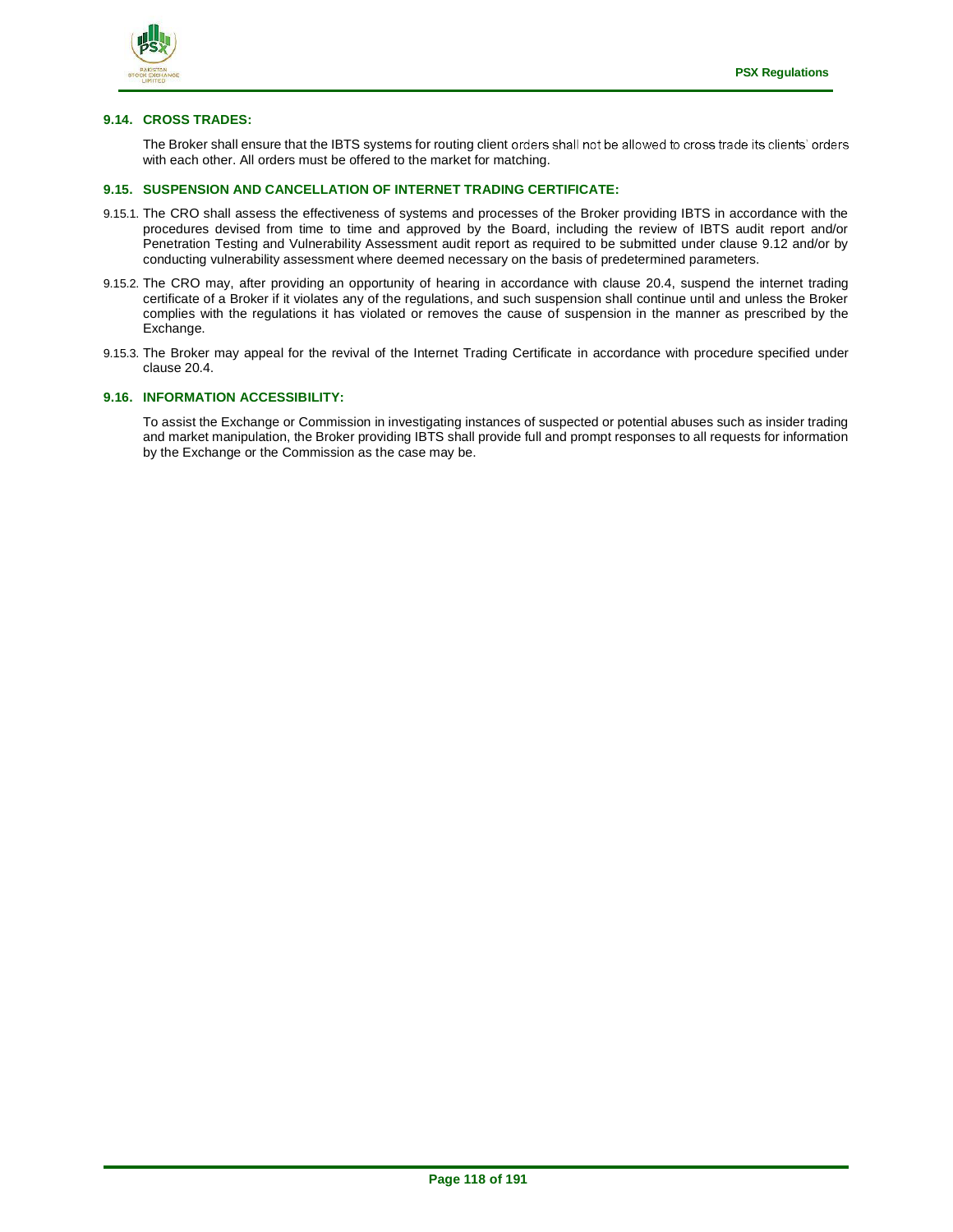### 9.14. CROSS TRADES:

The Broker shall ensure that the IBTS systems for routing client orders shall not be allowed to cross trade its clients' orders with each other. All orders must be offered to the market for matching.

### 9.15. SUSPENSION AND CANCELLATION OF INTERNET TRADING CERTIFICATE:

9.15.1. The CRO shall assess the effectiveness of systems and processes of the Broker providing IBTS in accordance with the procedures devised from time to time and approved by the Board, including the review of IBTS audit report and/or Penetration Testing and Vulnerability Assessment audit report as required to be submitted under clause 9.12 and/or by conducting vulnerability assessment where deemed necessary on the basis of predetermined parameters.

9.15.2. The CRO may, after providing an opportunity of hearing in accordance with clause 20.4, suspend the internet trading certificate of a Broker if it violates any of the regulations, and such suspension shall continue until and unless the Broker complies with the regulations it has violated or removes the cause of suspension in the manner as prescribed by the Exchange.

9.15.3. The Broker may appeal for the revival of the Internet Trading Certificate in accordance with procedure specified under clause 20.4.

### 9.16. INFORMATION ACCESSIBILITY:

To assist the Exchange or Commission in investigating instances of suspected or potential abuses such as insider trading and market manipulation, the Broker providing IBTS shall provide full and prompt responses to all requests for information by the Exchange or the Commission as the case may be.